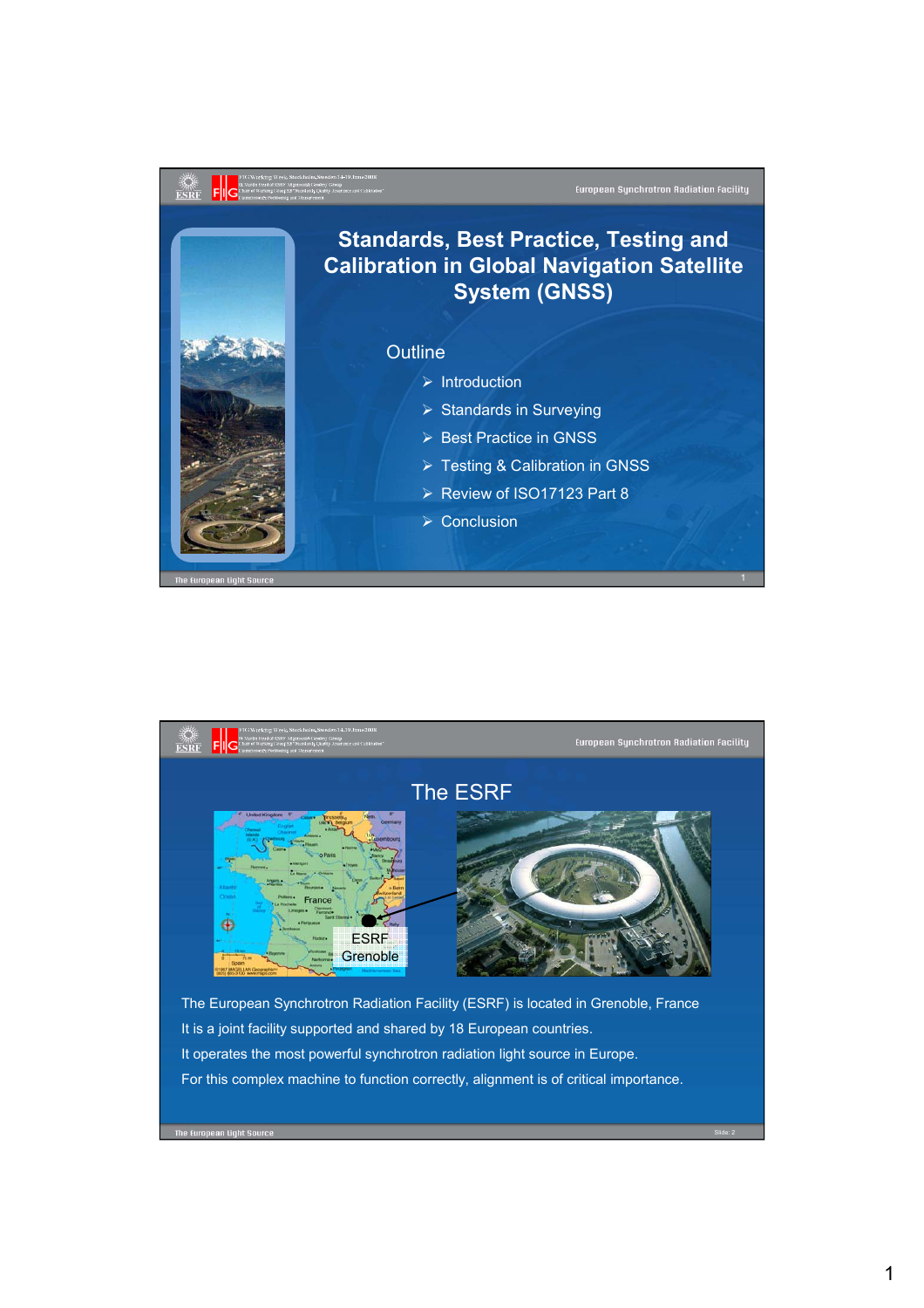# Standards, Best Practice, Testing and Calibration in Global Navigation Satellite System (GNSS)

Outline

- Introduction
- Standards in Surveying
- Best Practice in GNSS
- Testing & Calibration in GNSS
- Review of ISO17123 Part 8
- Conclusion

## The ESRF

ESRF
Grenoble

The European Synchrotron Radiation Facility (ESRF) is located in Grenoble, France

It is a joint facility supported and shared by 18 European countries.

It operates the most powerful synchrotron radiation light source in Europe.

For this complex machine to function correctly, alignment is of critical importance.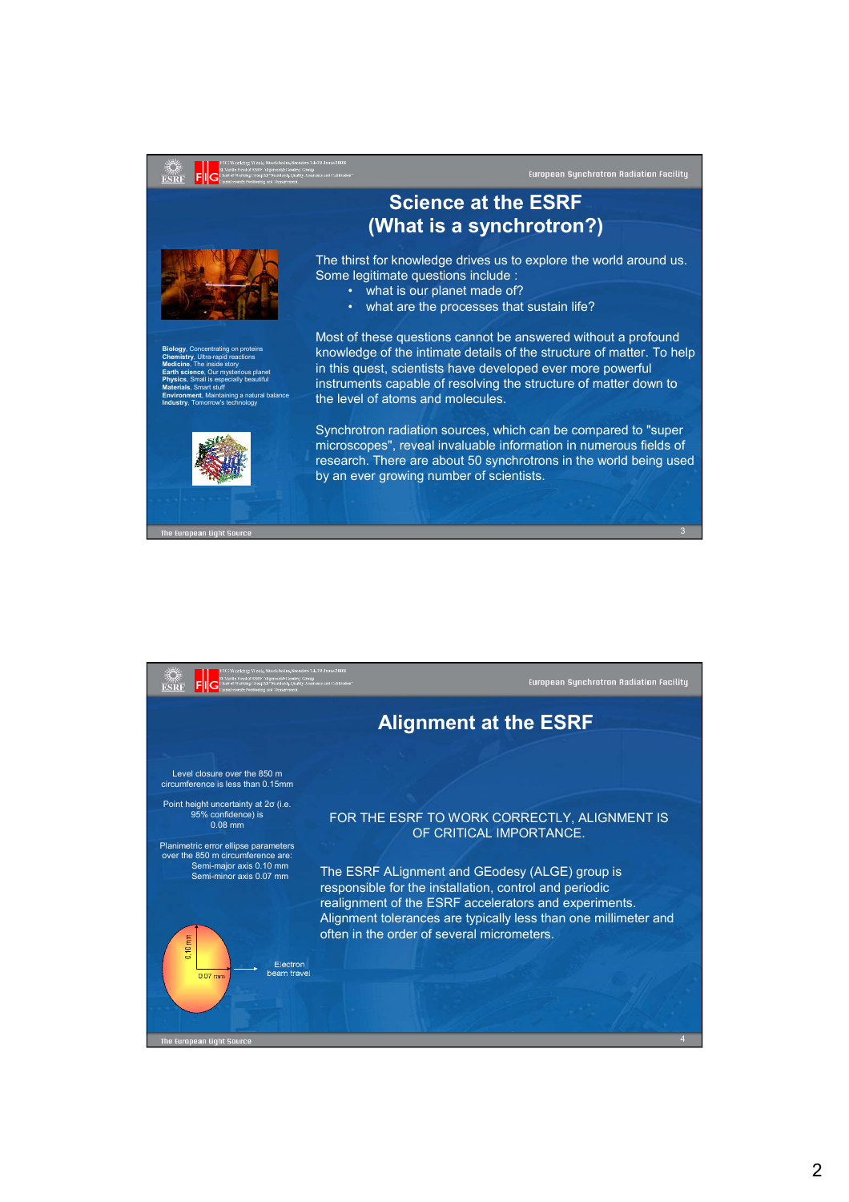## Science at the ESRF (What is a synchrotron?)

**Biology**, Concentrating on proteins
**Chemistry**, Ultra-rapid reactions
**Medicine**, The inside story
**Earth science**, Our mysterious planet
**Physics**, Small is especially beautiful
**Materials**, Smart stuff
**Environment**, Maintaining a natural balance
**Industry**, Tomorrow's technology

The thirst for knowledge drives us to explore the world around us. Some legitimate questions include :

- what is our planet made of?
- what are the processes that sustain life?

Most of these questions cannot be answered without a profound knowledge of the intimate details of the structure of matter. To help in this quest, scientists have developed ever more powerful instruments capable of resolving the structure of matter down to the level of atoms and molecules.

Synchrotron radiation sources, which can be compared to "super microscopes", reveal invaluable information in numerous fields of research. There are about 50 synchrotrons in the world being used by an ever growing number of scientists.

## Alignment at the ESRF

Level closure over the 850 m circumference is less than 0.15mm

Point height uncertainty at 2σ (i.e. 95% confidence) is 0.08 mm

Planimetric error ellipse parameters over the 850 m circumference are:
Semi-major axis 0.10 mm
Semi-minor axis 0.07 mm

0.10 mm
0.07 mm
Electron beam travel

FOR THE ESRF TO WORK CORRECTLY, ALIGNMENT IS OF CRITICAL IMPORTANCE.

The ESRF ALignment and GEodesy (ALGE) group is responsible for the installation, control and periodic realignment of the ESRF accelerators and experiments. Alignment tolerances are typically less than one millimeter and often in the order of several micrometers.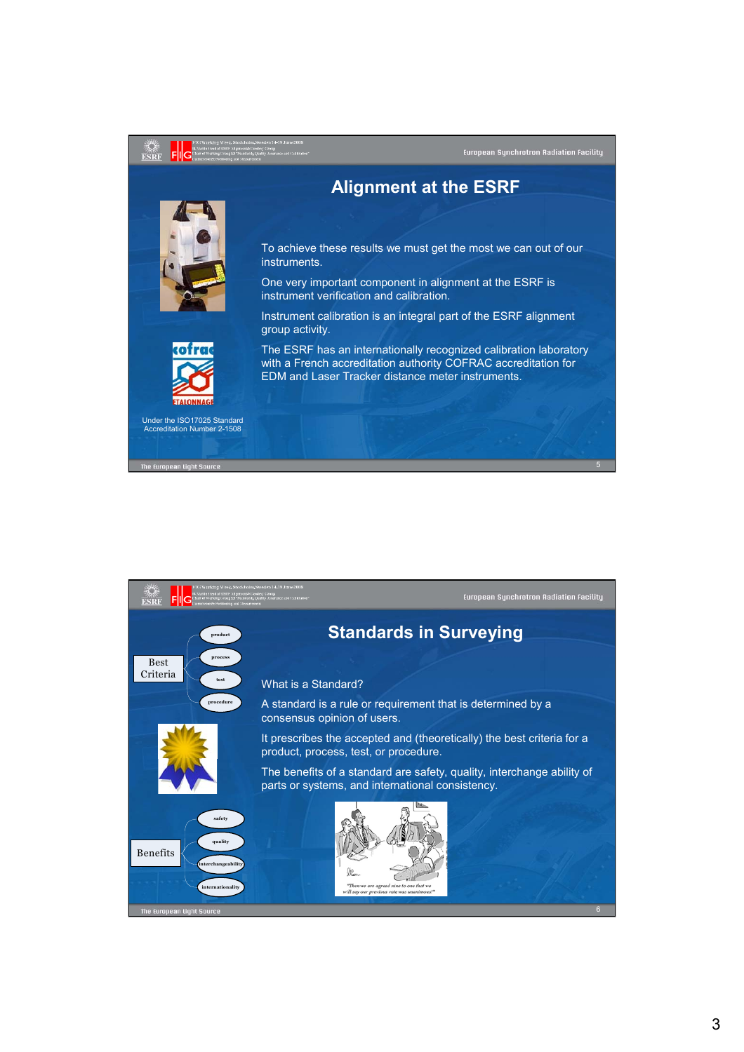## Alignment at the ESRF

To achieve these results we must get the most we can out of our instruments.

One very important component in alignment at the ESRF is instrument verification and calibration.

Instrument calibration is an integral part of the ESRF alignment group activity.

The ESRF has an internationally recognized calibration laboratory with a French accreditation authority COFRAC accreditation for EDM and Laser Tracker distance meter instruments.

Under the ISO17025 Standard
Accreditation Number 2-1508

## Standards in Surveying

Best Criteria: product, process, test, procedure

What is a Standard?

A standard is a rule or requirement that is determined by a consensus opinion of users.

It prescribes the accepted and (theoretically) the best criteria for a product, process, test, or procedure.

The benefits of a standard are safety, quality, interchange ability of parts or systems, and international consistency.

Benefits: safety, quality, interchangeability, internationality

"Then we are agreed nine to one that we will say our previous vote was unanimous!"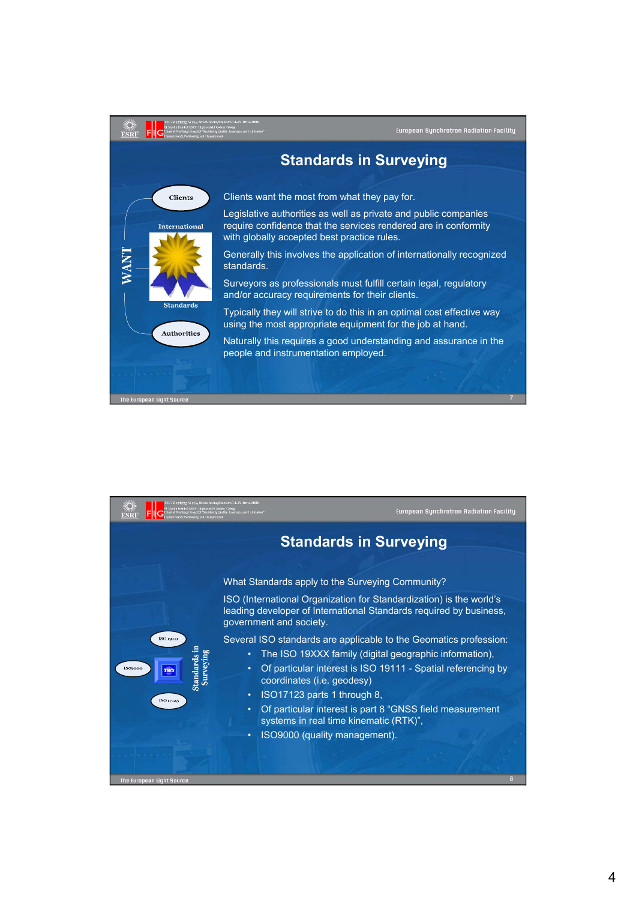## Standards in Surveying

Clients

International

Standards

Authorities

WANT

Clients want the most from what they pay for.

Legislative authorities as well as private and public companies require confidence that the services rendered are in conformity with globally accepted best practice rules.

Generally this involves the application of internationally recognized standards.

Surveyors as professionals must fulfill certain legal, regulatory and/or accuracy requirements for their clients.

Typically they will strive to do this in an optimal cost effective way using the most appropriate equipment for the job at hand.

Naturally this requires a good understanding and assurance in the people and instrumentation employed.

## Standards in Surveying

ISO 19111

ISO9000

ISO

ISO 17123

Standards in Surveying

What Standards apply to the Surveying Community?

ISO (International Organization for Standardization) is the world's leading developer of International Standards required by business, government and society.

Several ISO standards are applicable to the Geomatics profession:

- The ISO 19XXX family (digital geographic information),
- Of particular interest is ISO 19111 - Spatial referencing by coordinates (i.e. geodesy)
- ISO17123 parts 1 through 8,
- Of particular interest is part 8 "GNSS field measurement systems in real time kinematic (RTK)",
- ISO9000 (quality management).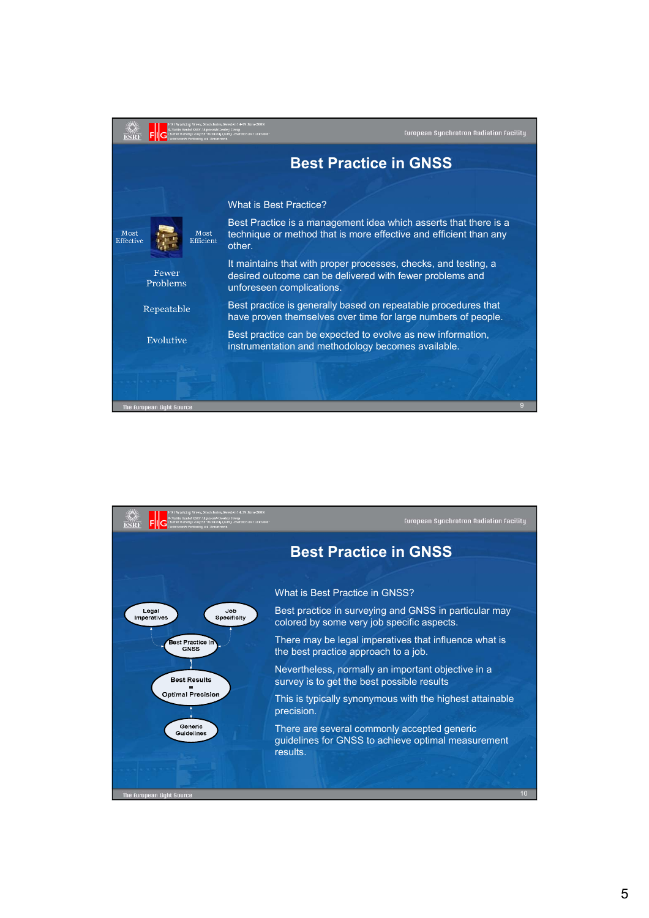## Best Practice in GNSS

Most Effective

Most Efficient

Fewer Problems

Repeatable

Evolutive

What is Best Practice?

Best Practice is a management idea which asserts that there is a technique or method that is more effective and efficient than any other.

It maintains that with proper processes, checks, and testing, a desired outcome can be delivered with fewer problems and unforeseen complications.

Best practice is generally based on repeatable procedures that have proven themselves over time for large numbers of people.

Best practice can be expected to evolve as new information, instrumentation and methodology becomes available.

## Best Practice in GNSS

Legal Imperatives

Job Specificity

Best Practice in GNSS

Best Results = Optimal Precision

Generic Guidelines

What is Best Practice in GNSS?

Best practice in surveying and GNSS in particular may colored by some very job specific aspects.

There may be legal imperatives that influence what is the best practice approach to a job.

Nevertheless, normally an important objective in a survey is to get the best possible results

This is typically synonymous with the highest attainable precision.

There are several commonly accepted generic guidelines for GNSS to achieve optimal measurement results.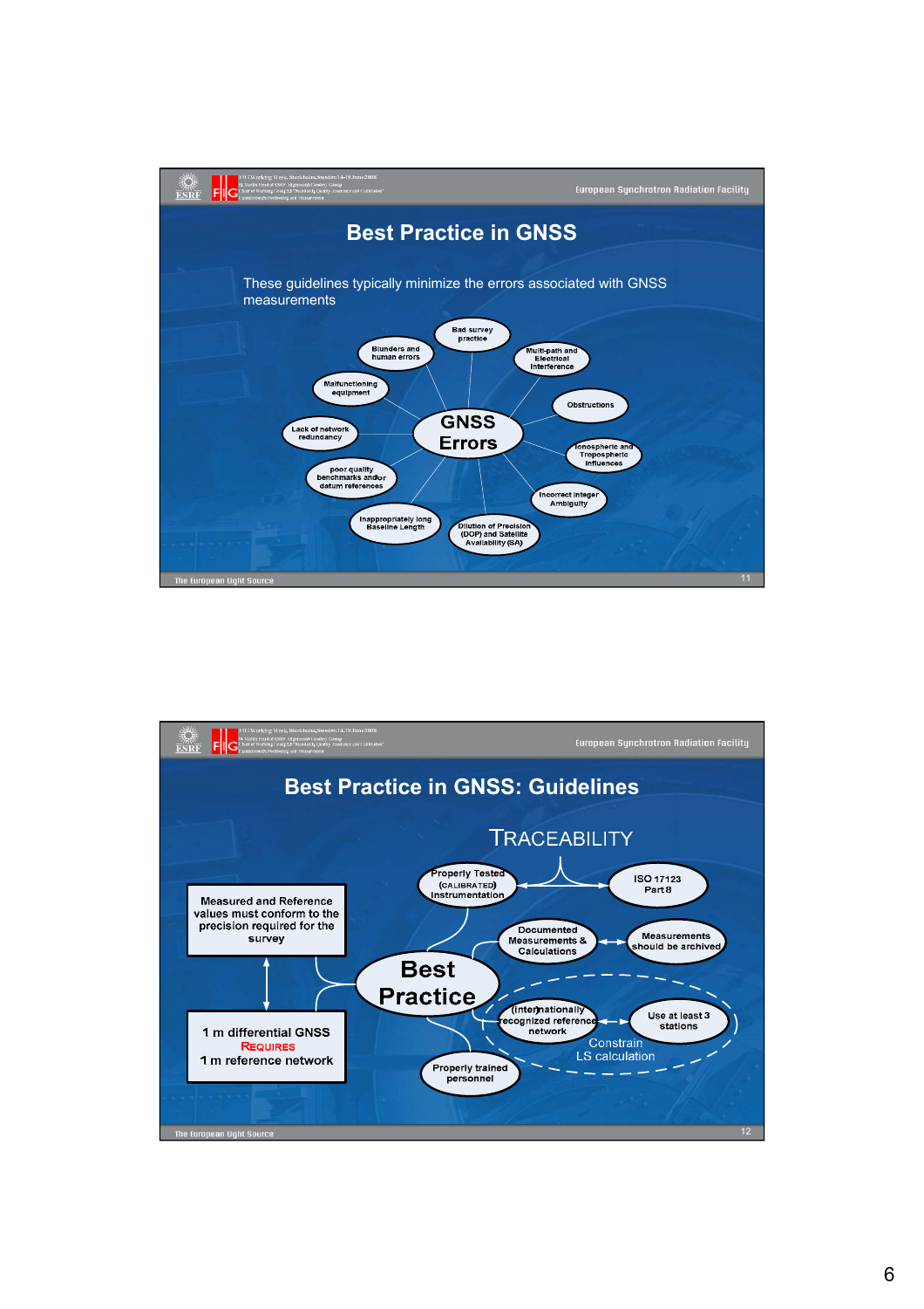## Best Practice in GNSS

These guidelines typically minimize the errors associated with GNSS measurements

**GNSS Errors**

- Bad survey practice
- Multi-path and Electrical Interference
- Obstructions
- Ionospheric and Tropospheric influences
- Incorrect integer Ambiguity
- Dilution of Precision (DOP) and Satellite Availability (SA)
- Inappropriately long Baseline Length
- poor quality benchmarks and/or datum references
- Lack of network redundancy
- Malfunctioning equipment
- Blunders and human errors

## Best Practice in GNSS: Guidelines

**Best Practice**

TRACEABILITY

- Properly Tested (CALIBRATED) Instrumentation ↔ ISO 17123 Part 8
- Documented Measurements & Calculations ↔ Measurements should be archived
- (inter)nationally recognized reference network ↔ Use at least 3 stations — Constrain LS calculation
- Properly trained personnel

Measured and Reference values must conform to the precision required for the survey

1 m differential GNSS **REQUIRES** 1 m reference network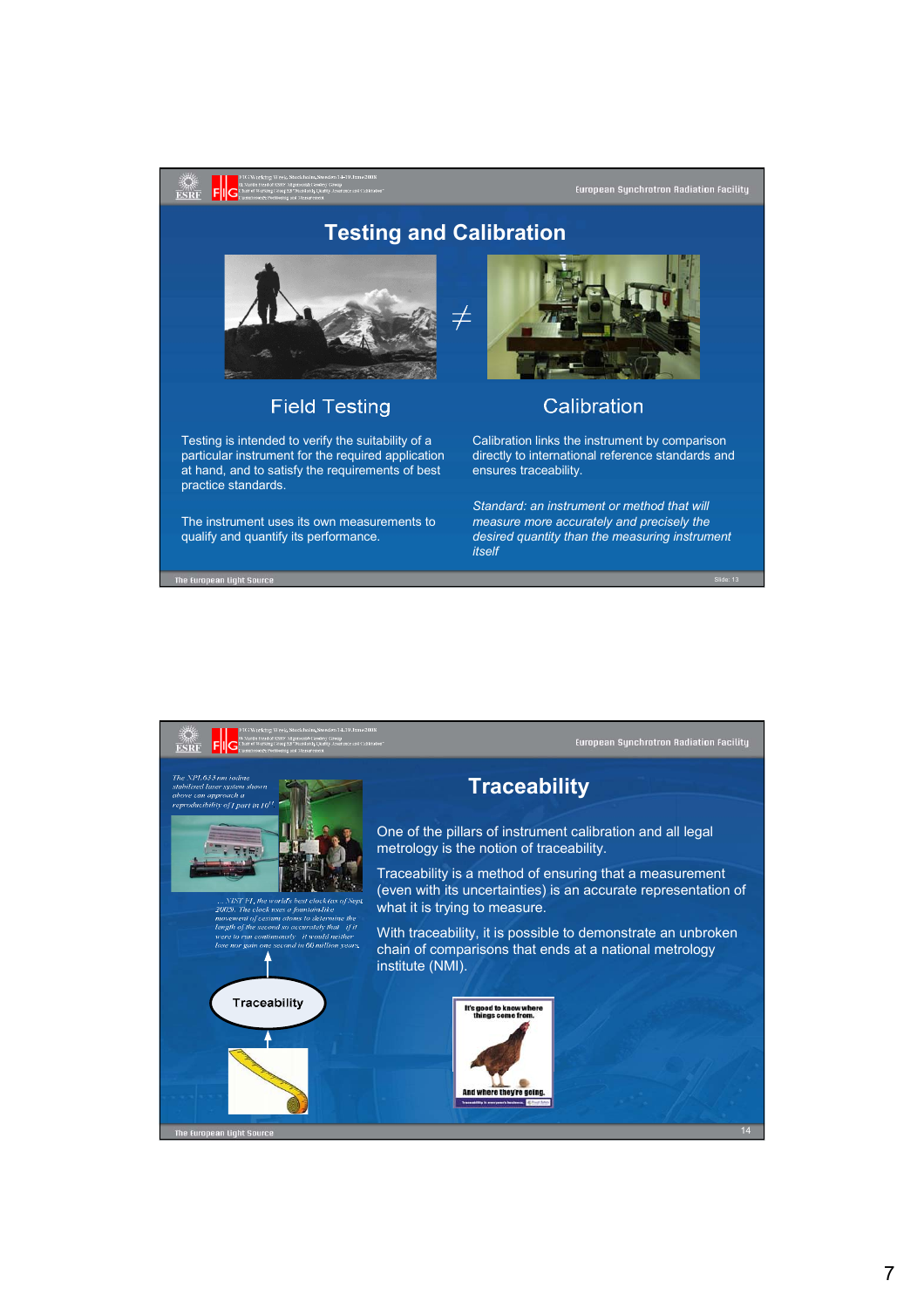## Testing and Calibration

≠

### Field Testing

Testing is intended to verify the suitability of a particular instrument for the required application at hand, and to satisfy the requirements of best practice standards.

The instrument uses its own measurements to qualify and quantify its performance.

### Calibration

Calibration links the instrument by comparison directly to international reference standards and ensures traceability.

*Standard: an instrument or method that will measure more accurately and precisely the desired quantity than the measuring instrument itself*

---

## Traceability

*The NPL 633 nm iodine stabilized laser system shown above can approach a reproducibility of 1 part in $10^{11}$*

*... NIST F1, the world's best clock (as of Sept. 2005). The clock uses a fountain-like movement of cesium atoms to determine the length of the second so accurately that if it were to run continuously it would neither lose nor gain one second in 60 million years.*

↑

Traceability

↑

One of the pillars of instrument calibration and all legal metrology is the notion of traceability.

Traceability is a method of ensuring that a measurement (even with its uncertainties) is an accurate representation of what it is trying to measure.

With traceability, it is possible to demonstrate an unbroken chain of comparisons that ends at a national metrology institute (NMI).

It's good to know where things come from.

And where they're going.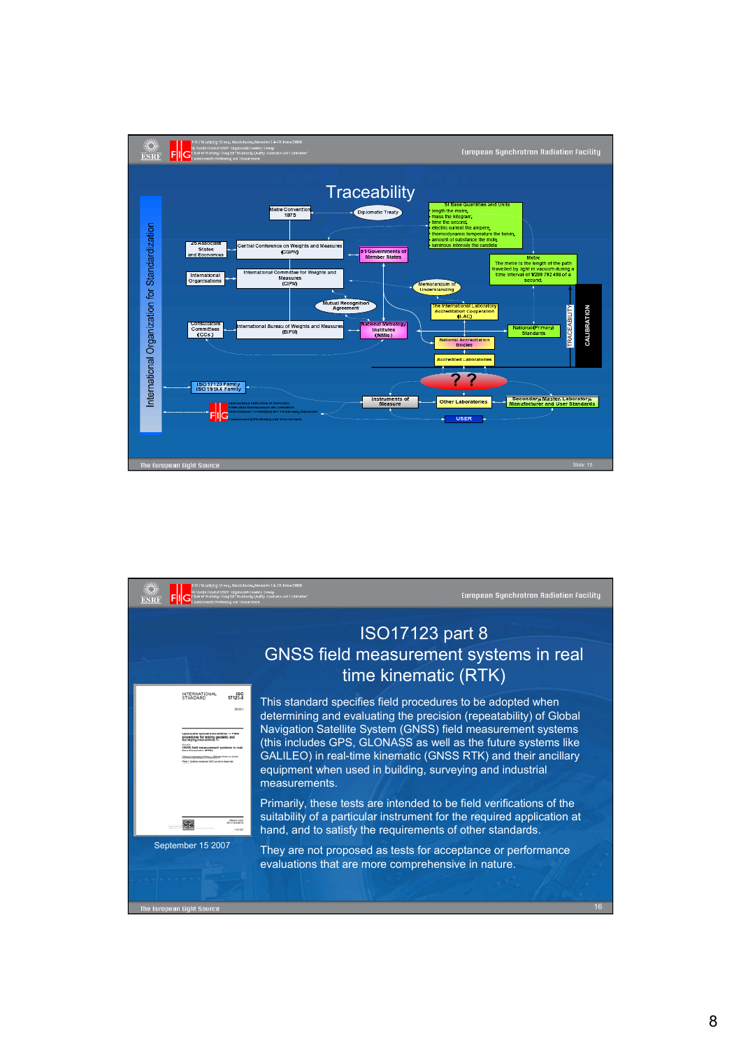# Traceability

International Organization for Standardization

- Metre Convention 1875
- Diplomatic Treaty
- SI Base Quantities and Units: length the metre, mass the kilogram, time the second, electric current the ampere, thermodynamic temperature the kelvin, amount of substance the mole, luminous intensity the candela
- 25 Associate States and Economies
- Central Conference on Weights and Measures (CGPM)
- 51 Governments of Member States
- International Organisations
- International Committee for Weights and Measures (CIPM)
- Metre: The metre is the length of the path travelled by light in vacuum during a time interval of 1/299 792 458 of a second
- Memorandum of Understanding
- Mutual Recognition Agreement
- The International Laboratory Accreditation Cooperation (ILAC)
- Consultative Committees (CCs)
- International Bureau of Weights and Measures (BIPM)
- National Metrology Institutes (NMIs)
- National (Primary) Standards
- National Accreditation Bodies
- Accredited Laboratories
- TRACEABILITY
- CALIBRATION
- ? ?
- ISO 17123 Family
- ISO 191XX Family
- Instruments of Measure
- Other Laboratories
- Secondary, Master, Laboratory, Manufacturer and User Standards
- FIG – International Federation of Surveyors
- USER

# ISO17123 part 8
## GNSS field measurement systems in real time kinematic (RTK)

September 15 2007

This standard specifies field procedures to be adopted when determining and evaluating the precision (repeatability) of Global Navigation Satellite System (GNSS) field measurement systems (this includes GPS, GLONASS as well as the future systems like GALILEO) in real-time kinematic (GNSS RTK) and their ancillary equipment when used in building, surveying and industrial measurements.

Primarily, these tests are intended to be field verifications of the suitability of a particular instrument for the required application at hand, and to satisfy the requirements of other standards.

They are not proposed as tests for acceptance or performance evaluations that are more comprehensive in nature.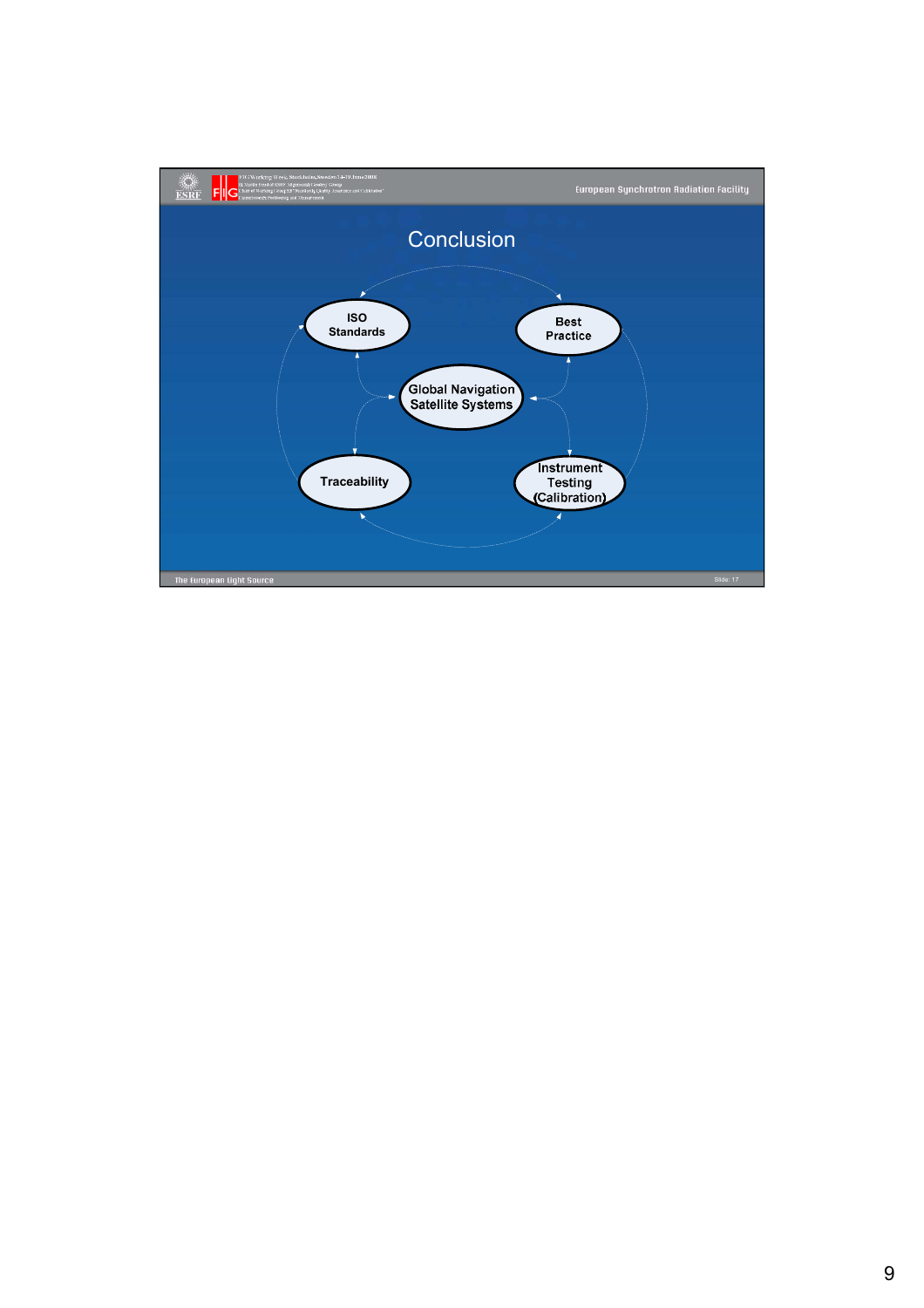# Conclusion

ISO Standards

Best Practice

Global Navigation Satellite Systems

Traceability

Instrument Testing (Calibration)